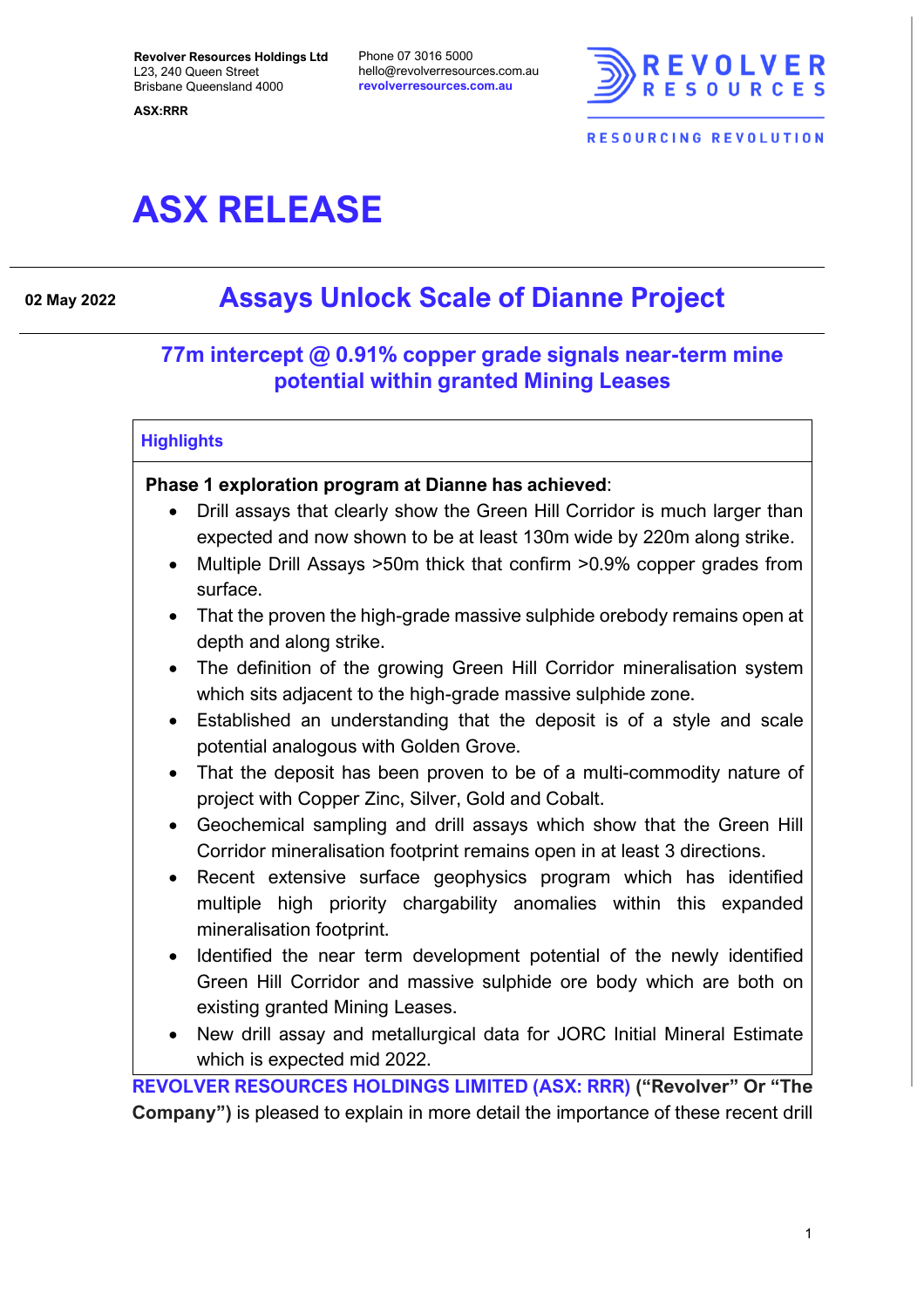Revolver Resources Holdings Ltd
L23, 240 Queen Street
Brisbane Queensland 4000

ASX:RRR

Phone 07 3016 5000
hello@revolverresources.com.au
revolverresources.com.au

REVOLVER RESOURCES

RESOURCING REVOLUTION

# ASX RELEASE

**02 May 2022**

## Assays Unlock Scale of Dianne Project

### 77m intercept @ 0.91% copper grade signals near-term mine potential within granted Mining Leases

**Highlights**

**Phase 1 exploration program at Dianne has achieved**:

- Drill assays that clearly show the Green Hill Corridor is much larger than expected and now shown to be at least 130m wide by 220m along strike.
- Multiple Drill Assays >50m thick that confirm >0.9% copper grades from surface.
- That the proven the high-grade massive sulphide orebody remains open at depth and along strike.
- The definition of the growing Green Hill Corridor mineralisation system which sits adjacent to the high-grade massive sulphide zone.
- Established an understanding that the deposit is of a style and scale potential analogous with Golden Grove.
- That the deposit has been proven to be of a multi-commodity nature of project with Copper Zinc, Silver, Gold and Cobalt.
- Geochemical sampling and drill assays which show that the Green Hill Corridor mineralisation footprint remains open in at least 3 directions.
- Recent extensive surface geophysics program which has identified multiple high priority chargability anomalies within this expanded mineralisation footprint.
- Identified the near term development potential of the newly identified Green Hill Corridor and massive sulphide ore body which are both on existing granted Mining Leases.
- New drill assay and metallurgical data for JORC Initial Mineral Estimate which is expected mid 2022.

**REVOLVER RESOURCES HOLDINGS LIMITED (ASX: RRR) ("Revolver" Or "The Company")** is pleased to explain in more detail the importance of these recent drill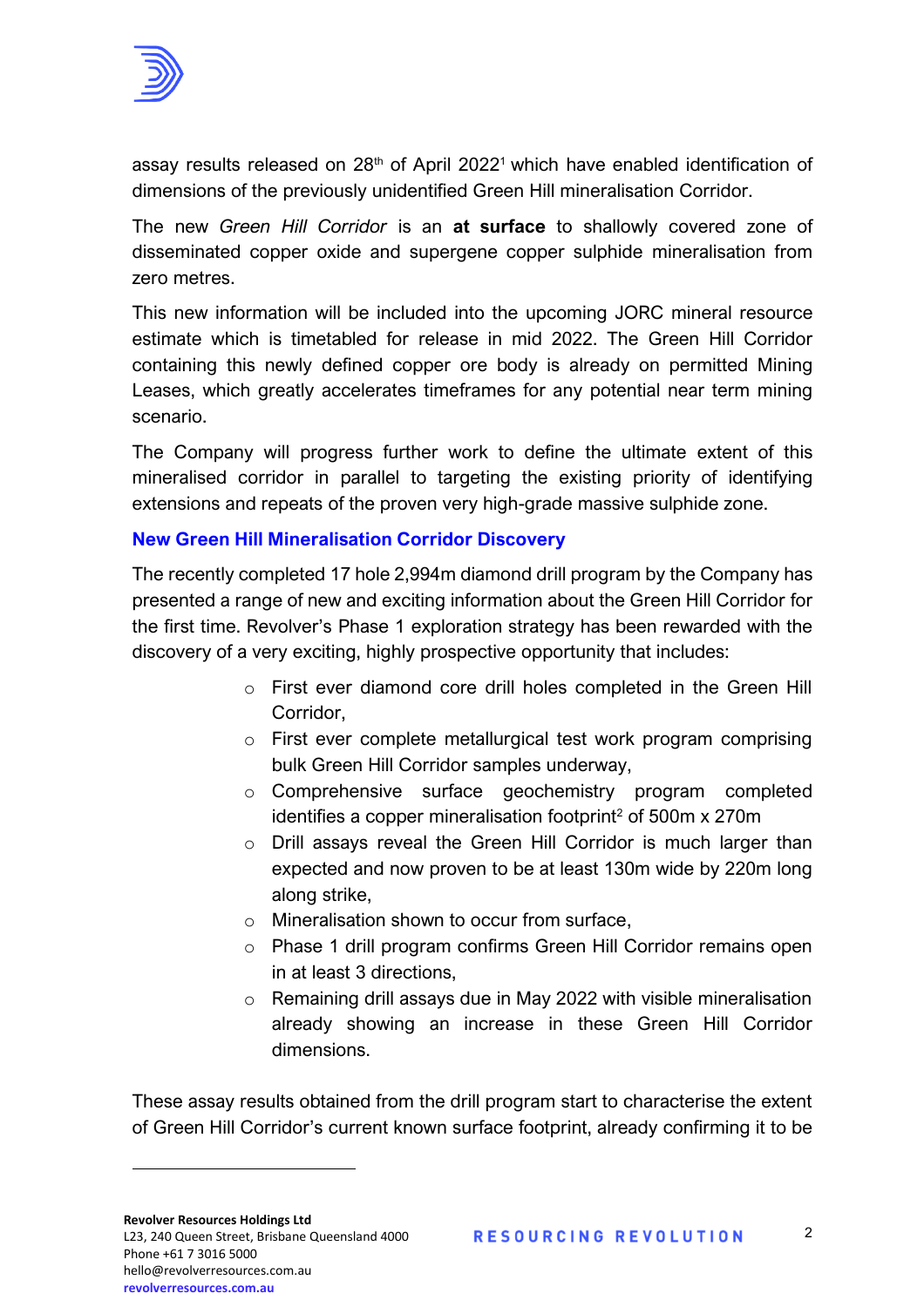assay results released on 28th of April 2022[1] which have enabled identification of dimensions of the previously unidentified Green Hill mineralisation Corridor.

The new *Green Hill Corridor* is an **at surface** to shallowly covered zone of disseminated copper oxide and supergene copper sulphide mineralisation from zero metres.

This new information will be included into the upcoming JORC mineral resource estimate which is timetabled for release in mid 2022. The Green Hill Corridor containing this newly defined copper ore body is already on permitted Mining Leases, which greatly accelerates timeframes for any potential near term mining scenario.

The Company will progress further work to define the ultimate extent of this mineralised corridor in parallel to targeting the existing priority of identifying extensions and repeats of the proven very high-grade massive sulphide zone.

## New Green Hill Mineralisation Corridor Discovery

The recently completed 17 hole 2,994m diamond drill program by the Company has presented a range of new and exciting information about the Green Hill Corridor for the first time. Revolver's Phase 1 exploration strategy has been rewarded with the discovery of a very exciting, highly prospective opportunity that includes:

- First ever diamond core drill holes completed in the Green Hill Corridor,
- First ever complete metallurgical test work program comprising bulk Green Hill Corridor samples underway,
- Comprehensive surface geochemistry program completed identifies a copper mineralisation footprint[2] of 500m x 270m
- Drill assays reveal the Green Hill Corridor is much larger than expected and now proven to be at least 130m wide by 220m long along strike,
- Mineralisation shown to occur from surface,
- Phase 1 drill program confirms Green Hill Corridor remains open in at least 3 directions,
- Remaining drill assays due in May 2022 with visible mineralisation already showing an increase in these Green Hill Corridor dimensions.

These assay results obtained from the drill program start to characterise the extent of Green Hill Corridor's current known surface footprint, already confirming it to be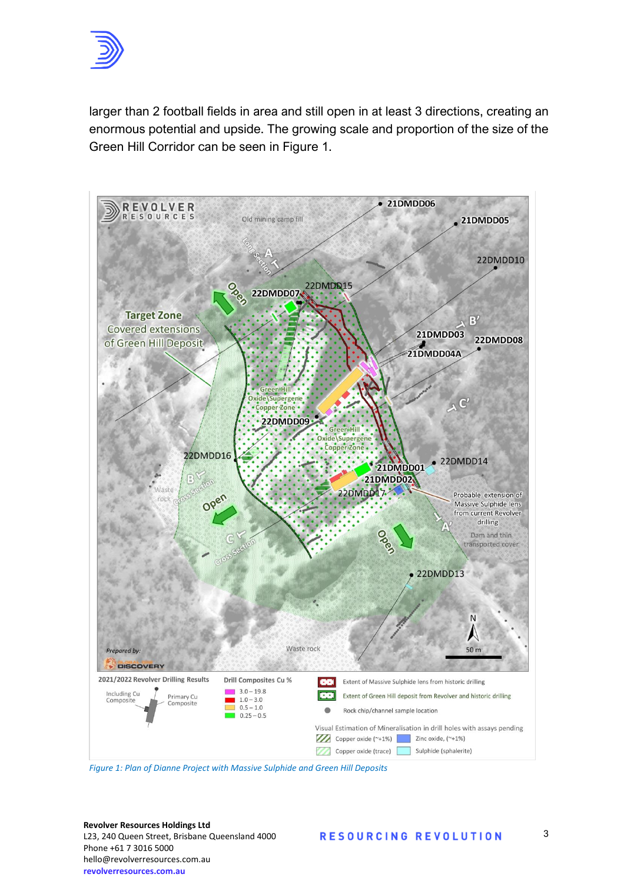larger than 2 football fields in area and still open in at least 3 directions, creating an enormous potential and upside. The growing scale and proportion of the size of the Green Hill Corridor can be seen in Figure 1.

*Figure 1: Plan of Dianne Project with Massive Sulphide and Green Hill Deposits*

**Revolver Resources Holdings Ltd**
L23, 240 Queen Street, Brisbane Queensland 4000
Phone +61 7 3016 5000
hello@revolverresources.com.au
revolverresources.com.au

RESOURCING REVOLUTION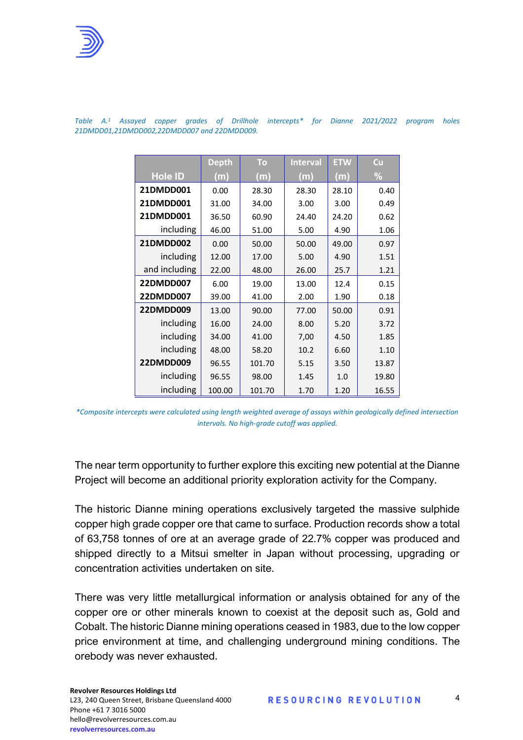*Table A.[1] Assayed copper grades of Drillhole intercepts* for Dianne 2021/2022 program holes 21DMDD01,21DMDD002,22DMDD007 and 22DMDD009.*

| Hole ID | Depth (m) | To (m) | Interval (m) | ETW (m) | Cu % |
|---|---|---|---|---|---|
| **21DMDD001** | 0.00 | 28.30 | 28.30 | 28.10 | 0.40 |
| **21DMDD001** | 31.00 | 34.00 | 3.00 | 3.00 | 0.49 |
| **21DMDD001** | 36.50 | 60.90 | 24.40 | 24.20 | 0.62 |
| including | 46.00 | 51.00 | 5.00 | 4.90 | 1.06 |
| **21DMDD002** | 0.00 | 50.00 | 50.00 | 49.00 | 0.97 |
| including | 12.00 | 17.00 | 5.00 | 4.90 | 1.51 |
| and including | 22.00 | 48.00 | 26.00 | 25.7 | 1.21 |
| **22DMDD007** | 6.00 | 19.00 | 13.00 | 12.4 | 0.15 |
| **22DMDD007** | 39.00 | 41.00 | 2.00 | 1.90 | 0.18 |
| **22DMDD009** | 13.00 | 90.00 | 77.00 | 50.00 | 0.91 |
| including | 16.00 | 24.00 | 8.00 | 5.20 | 3.72 |
| including | 34.00 | 41.00 | 7,00 | 4.50 | 1.85 |
| including | 48.00 | 58.20 | 10.2 | 6.60 | 1.10 |
| **22DMDD009** | 96.55 | 101.70 | 5.15 | 3.50 | 13.87 |
| including | 96.55 | 98.00 | 1.45 | 1.0 | 19.80 |
| including | 100.00 | 101.70 | 1.70 | 1.20 | 16.55 |

*\*Composite intercepts were calculated using length weighted average of assays within geologically defined intersection intervals. No high-grade cutoff was applied.*

The near term opportunity to further explore this exciting new potential at the Dianne Project will become an additional priority exploration activity for the Company.

The historic Dianne mining operations exclusively targeted the massive sulphide copper high grade copper ore that came to surface. Production records show a total of 63,758 tonnes of ore at an average grade of 22.7% copper was produced and shipped directly to a Mitsui smelter in Japan without processing, upgrading or concentration activities undertaken on site.

There was very little metallurgical information or analysis obtained for any of the copper ore or other minerals known to coexist at the deposit such as, Gold and Cobalt. The historic Dianne mining operations ceased in 1983, due to the low copper price environment at time, and challenging underground mining conditions. The orebody was never exhausted.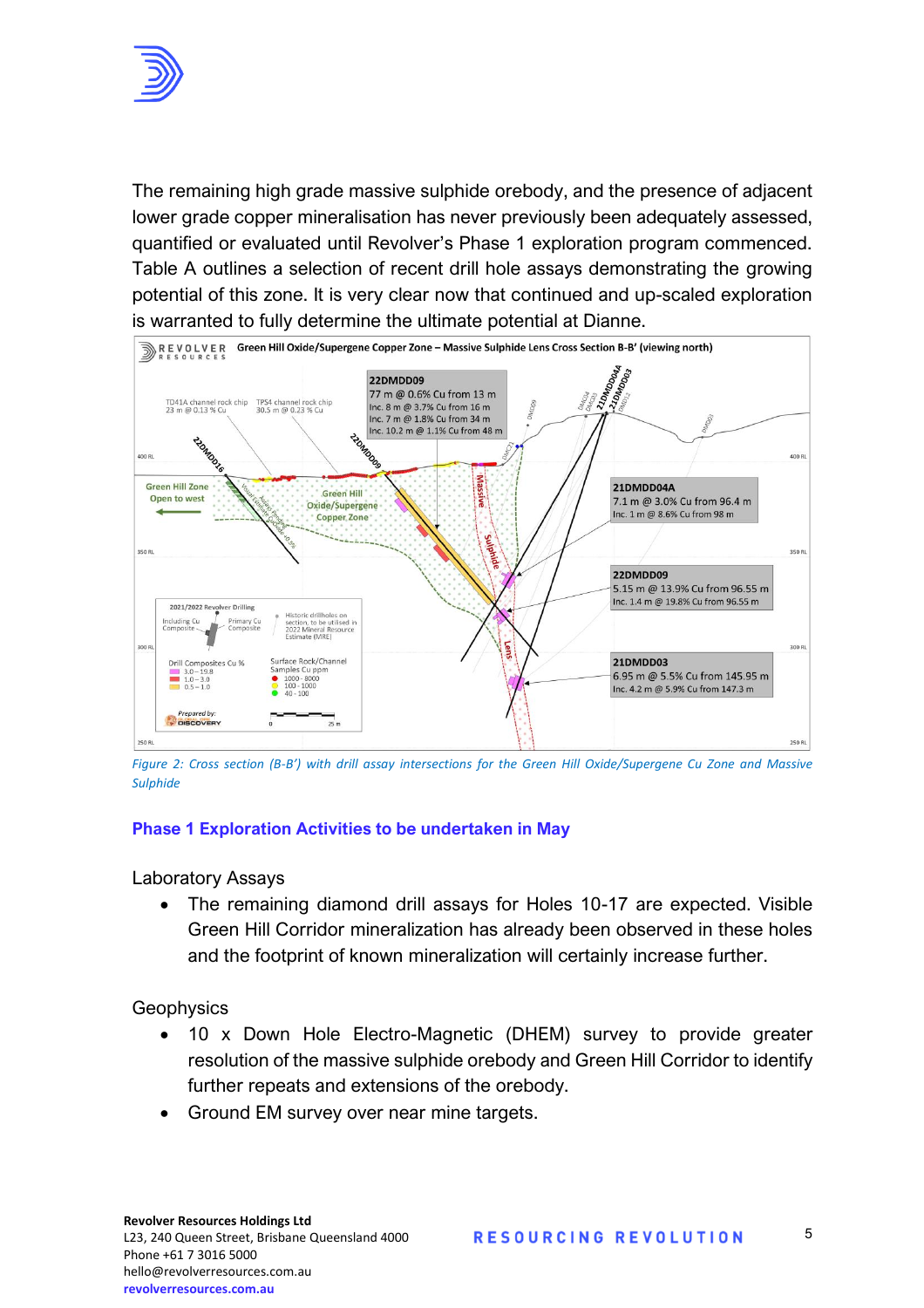The remaining high grade massive sulphide orebody, and the presence of adjacent lower grade copper mineralisation has never previously been adequately assessed, quantified or evaluated until Revolver's Phase 1 exploration program commenced. Table A outlines a selection of recent drill hole assays demonstrating the growing potential of this zone. It is very clear now that continued and up-scaled exploration is warranted to fully determine the ultimate potential at Dianne.

*Figure 2: Cross section (B-B') with drill assay intersections for the Green Hill Oxide/Supergene Cu Zone and Massive Sulphide*

## Phase 1 Exploration Activities to be undertaken in May

Laboratory Assays

- The remaining diamond drill assays for Holes 10-17 are expected. Visible Green Hill Corridor mineralization has already been observed in these holes and the footprint of known mineralization will certainly increase further.

Geophysics

- 10 x Down Hole Electro-Magnetic (DHEM) survey to provide greater resolution of the massive sulphide orebody and Green Hill Corridor to identify further repeats and extensions of the orebody.
- Ground EM survey over near mine targets.

**Revolver Resources Holdings Ltd**
L23, 240 Queen Street, Brisbane Queensland 4000
Phone +61 7 3016 5000
hello@revolverresources.com.au
**revolverresources.com.au**

RESOURCING REVOLUTION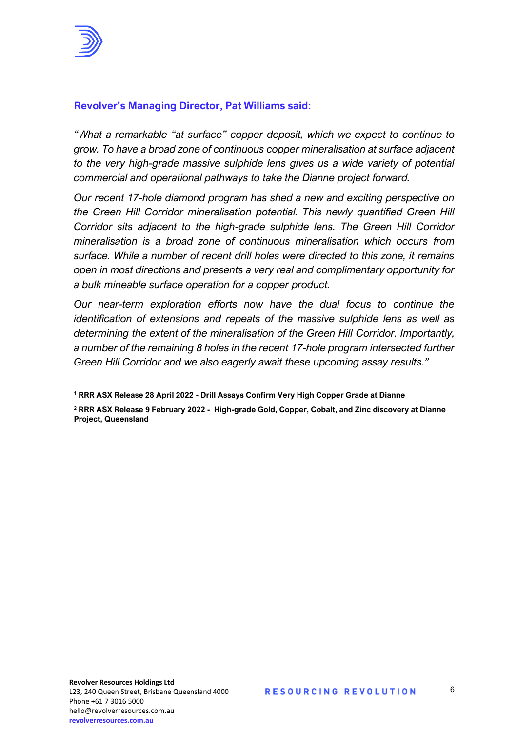**Revolver's Managing Director, Pat Williams said:**

*"What a remarkable "at surface" copper deposit, which we expect to continue to grow. To have a broad zone of continuous copper mineralisation at surface adjacent to the very high-grade massive sulphide lens gives us a wide variety of potential commercial and operational pathways to take the Dianne project forward.*

*Our recent 17-hole diamond program has shed a new and exciting perspective on the Green Hill Corridor mineralisation potential. This newly quantified Green Hill Corridor sits adjacent to the high-grade sulphide lens. The Green Hill Corridor mineralisation is a broad zone of continuous mineralisation which occurs from surface. While a number of recent drill holes were directed to this zone, it remains open in most directions and presents a very real and complimentary opportunity for a bulk mineable surface operation for a copper product.*

*Our near-term exploration efforts now have the dual focus to continue the identification of extensions and repeats of the massive sulphide lens as well as determining the extent of the mineralisation of the Green Hill Corridor. Importantly, a number of the remaining 8 holes in the recent 17-hole program intersected further Green Hill Corridor and we also eagerly await these upcoming assay results."*

[1] **RRR ASX Release 28 April 2022 - Drill Assays Confirm Very High Copper Grade at Dianne**

[2] **RRR ASX Release 9 February 2022 - High-grade Gold, Copper, Cobalt, and Zinc discovery at Dianne Project, Queensland**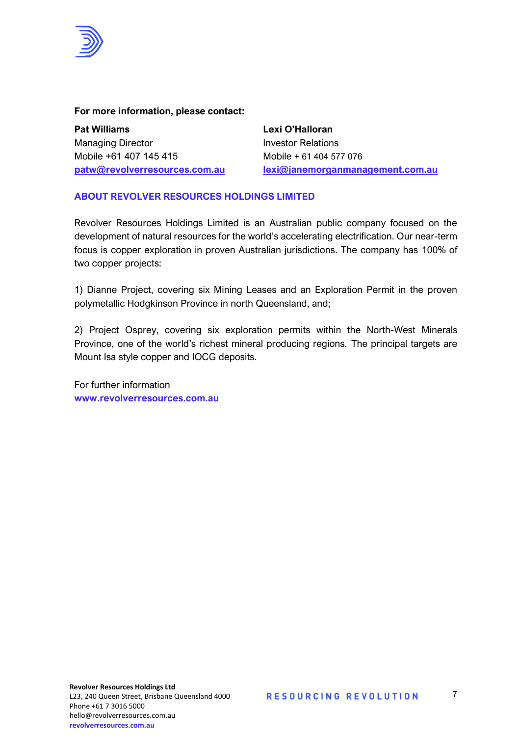**For more information, please contact:**

**Pat Williams**
Managing Director
Mobile +61 407 145 415
**patw@revolverresources.com.au**

**Lexi O'Halloran**
Investor Relations
Mobile + 61 404 577 076
**lexi@janemorganmanagement.com.au**

## ABOUT REVOLVER RESOURCES HOLDINGS LIMITED

Revolver Resources Holdings Limited is an Australian public company focused on the development of natural resources for the world's accelerating electrification. Our near-term focus is copper exploration in proven Australian jurisdictions. The company has 100% of two copper projects:

1) Dianne Project, covering six Mining Leases and an Exploration Permit in the proven polymetallic Hodgkinson Province in north Queensland, and;

2) Project Osprey, covering six exploration permits within the North-West Minerals Province, one of the world's richest mineral producing regions. The principal targets are Mount Isa style copper and IOCG deposits.

For further information
**www.revolverresources.com.au**